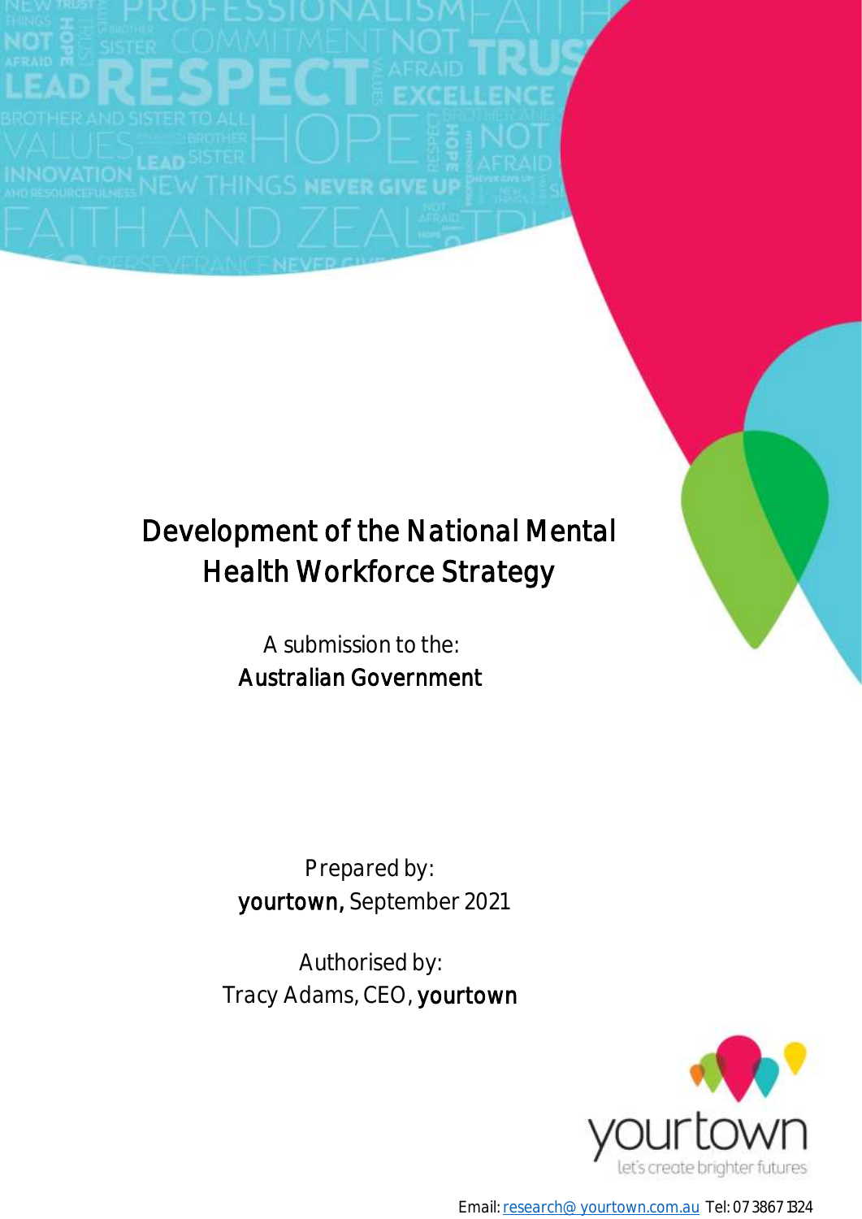# Development of the National Mental Health Workforce Strategy

A submission to the:
**Australian Government**

Prepared by:
**yourtown**, September 2021

Authorised by:
Tracy Adams, CEO, **yourtown**

Email: research@ yourtown.com.au Tel: 07 3867 1324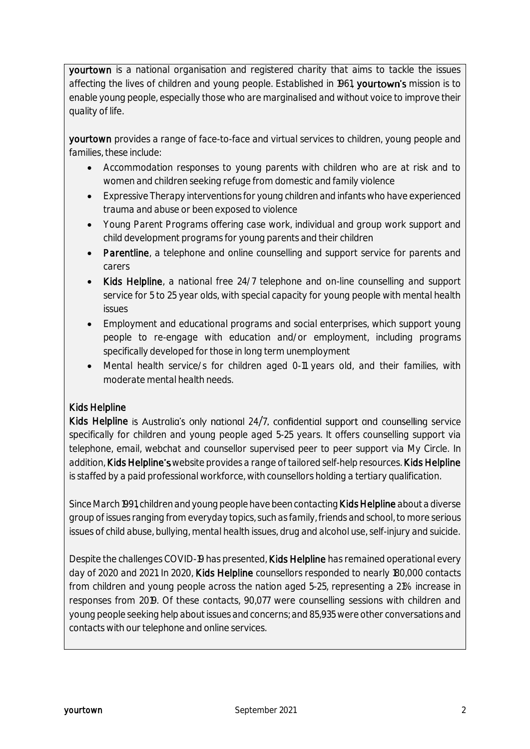**yourtown** is a national organisation and registered charity that aims to tackle the issues affecting the lives of children and young people. Established in 1961, **yourtown's** mission is to enable young people, especially those who are marginalised and without voice to improve their quality of life.

**yourtown** provides a range of face-to-face and virtual services to children, young people and families, these include:

- Accommodation responses to young parents with children who are at risk and to women and children seeking refuge from domestic and family violence
- Expressive Therapy interventions for young children and infants who have experienced trauma and abuse or been exposed to violence
- Young Parent Programs offering case work, individual and group work support and child development programs for young parents and their children
- **Parentline**, a telephone and online counselling and support service for parents and carers
- **Kids Helpline**, a national free 24/7 telephone and on-line counselling and support service for 5 to 25 year olds, with special capacity for young people with mental health issues
- Employment and educational programs and social enterprises, which support young people to re-engage with education and/or employment, including programs specifically developed for those in long term unemployment
- Mental health service/s for children aged 0-11 years old, and their families, with moderate mental health needs.

**Kids Helpline**

**Kids Helpline** is Australia's only national 24/7, confidential support and counselling service specifically for children and young people aged 5-25 years. It offers counselling support via telephone, email, webchat and counsellor supervised peer to peer support via My Circle. In addition, **Kids Helpline's** website provides a range of tailored self-help resources. **Kids Helpline** is staffed by a paid professional workforce, with counsellors holding a tertiary qualification.

Since March 1991, children and young people have been contacting **Kids Helpline** about a diverse group of issues ranging from everyday topics, such as family, friends and school, to more serious issues of child abuse, bullying, mental health issues, drug and alcohol use, self-injury and suicide.

Despite the challenges COVID-19 has presented, **Kids Helpline** has remained operational every day of 2020 and 2021. In 2020, **Kids Helpline** counsellors responded to nearly 180,000 contacts from children and young people across the nation aged 5-25, representing a 21% increase in responses from 2019. Of these contacts, 90,077 were counselling sessions with children and young people seeking help about issues and concerns; and 85,935 were other conversations and contacts with our telephone and online services.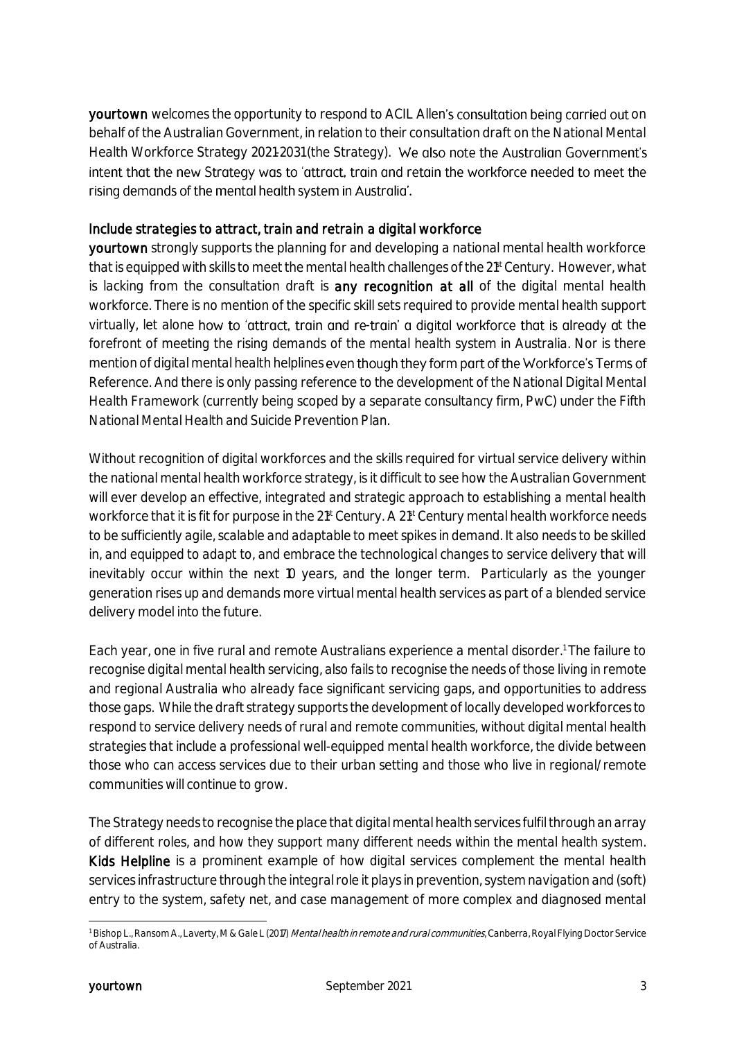**yourtown** welcomes the opportunity to respond to ACIL Allen's consultation being carried out on behalf of the Australian Government, in relation to their consultation draft on the National Mental Health Workforce Strategy 2021-2031 (the Strategy). We also note the Australian Government's intent that the new Strategy was to 'attract, train and retain the workforce needed to meet the rising demands of the mental health system in Australia'.

### Include strategies to attract, train and retrain a digital workforce

**yourtown** strongly supports the planning for and developing a national mental health workforce that is equipped with skills to meet the mental health challenges of the 21st Century. However, what is lacking from the consultation draft is **any recognition at all** of the digital mental health workforce. There is no mention of the specific skill sets required to provide mental health support virtually, let alone how to 'attract, train and re-train' a digital workforce that is already at the forefront of meeting the rising demands of the mental health system in Australia. Nor is there mention of digital mental health helplines even though they form part of the Workforce's Terms of Reference. And there is only passing reference to the development of the National Digital Mental Health Framework (currently being scoped by a separate consultancy firm, PwC) under the Fifth National Mental Health and Suicide Prevention Plan.

Without recognition of digital workforces and the skills required for virtual service delivery within the national mental health workforce strategy, is it difficult to see how the Australian Government will ever develop an effective, integrated and strategic approach to establishing a mental health workforce that it is fit for purpose in the 21st Century. A 21st Century mental health workforce needs to be sufficiently agile, scalable and adaptable to meet spikes in demand. It also needs to be skilled in, and equipped to adapt to, and embrace the technological changes to service delivery that will inevitably occur within the next 10 years, and the longer term. Particularly as the younger generation rises up and demands more virtual mental health services as part of a blended service delivery model into the future.

Each year, one in five rural and remote Australians experience a mental disorder.[1] The failure to recognise digital mental health servicing, also fails to recognise the needs of those living in remote and regional Australia who already face significant servicing gaps, and opportunities to address those gaps. While the draft strategy supports the development of locally developed workforces to respond to service delivery needs of rural and remote communities, without digital mental health strategies that include a professional well-equipped mental health workforce, the divide between those who can access services due to their urban setting and those who live in regional/remote communities will continue to grow.

The Strategy needs to recognise the place that digital mental health services fulfil through an array of different roles, and how they support many different needs within the mental health system. **Kids Helpline** is a prominent example of how digital services complement the mental health services infrastructure through the integral role it plays in prevention, system navigation and (soft) entry to the system, safety net, and case management of more complex and diagnosed mental

---

[1] Bishop L., Ransom A., Laverty, M & Gale L (2017) *Mental health in remote and rural communities*, Canberra, Royal Flying Doctor Service of Australia.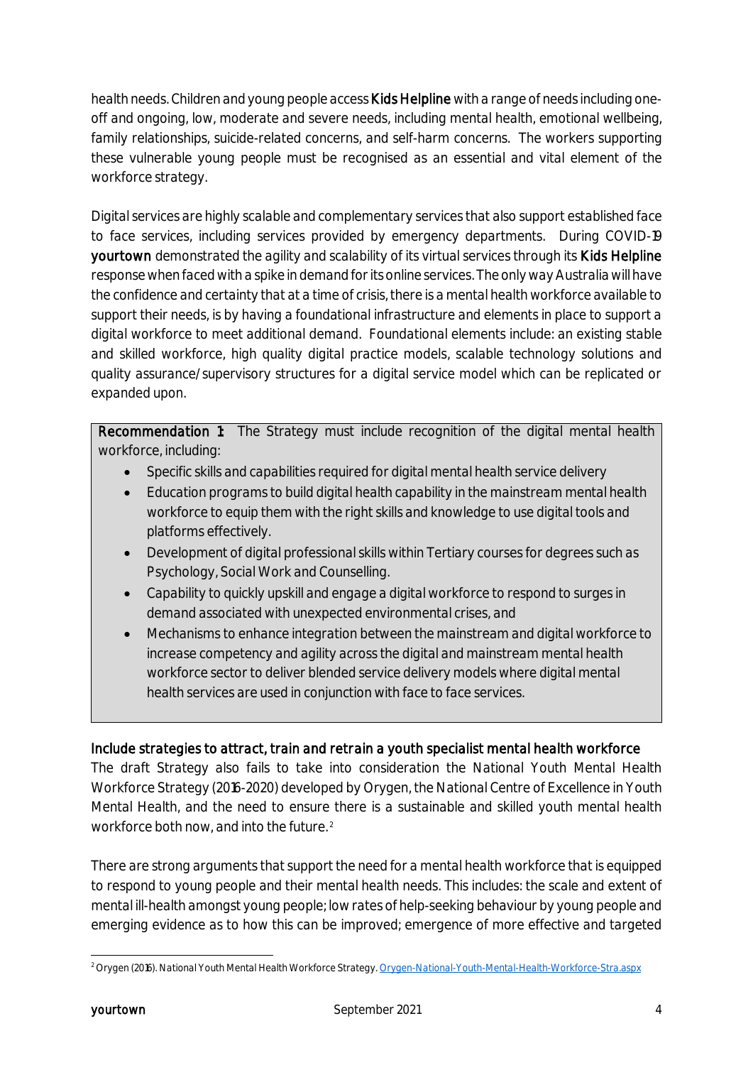health needs. Children and young people access **Kids Helpline** with a range of needs including one-off and ongoing, low, moderate and severe needs, including mental health, emotional wellbeing, family relationships, suicide-related concerns, and self-harm concerns. The workers supporting these vulnerable young people must be recognised as an essential and vital element of the workforce strategy.

Digital services are highly scalable and complementary services that also support established face to face services, including services provided by emergency departments. During COVID-19 **yourtown** demonstrated the agility and scalability of its virtual services through its **Kids Helpline** response when faced with a spike in demand for its online services. The only way Australia will have the confidence and certainty that at a time of crisis, there is a mental health workforce available to support their needs, is by having a foundational infrastructure and elements in place to support a digital workforce to meet additional demand. Foundational elements include: an existing stable and skilled workforce, high quality digital practice models, scalable technology solutions and quality assurance/supervisory structures for a digital service model which can be replicated or expanded upon.

> **Recommendation 1:** The Strategy must include recognition of the digital mental health workforce, including:
>
> - Specific skills and capabilities required for digital mental health service delivery
> - Education programs to build digital health capability in the mainstream mental health workforce to equip them with the right skills and knowledge to use digital tools and platforms effectively.
> - Development of digital professional skills within Tertiary courses for degrees such as Psychology, Social Work and Counselling.
> - Capability to quickly upskill and engage a digital workforce to respond to surges in demand associated with unexpected environmental crises, and
> - Mechanisms to enhance integration between the mainstream and digital workforce to increase competency and agility across the digital and mainstream mental health workforce sector to deliver blended service delivery models where digital mental health services are used in conjunction with face to face services.

### Include strategies to attract, train and retrain a youth specialist mental health workforce

The draft Strategy also fails to take into consideration the National Youth Mental Health Workforce Strategy (2016-2020) developed by Orygen, the National Centre of Excellence in Youth Mental Health, and the need to ensure there is a sustainable and skilled youth mental health workforce both now, and into the future.[2]

There are strong arguments that support the need for a mental health workforce that is equipped to respond to young people and their mental health needs. This includes: the scale and extent of mental ill-health amongst young people; low rates of help-seeking behaviour by young people and emerging evidence as to how this can be improved; emergence of more effective and targeted

[2] Orygen (2016). National Youth Mental Health Workforce Strategy. [Orygen-National-Youth-Mental-Health-Workforce-Stra.aspx](Orygen-National-Youth-Mental-Health-Workforce-Stra.aspx)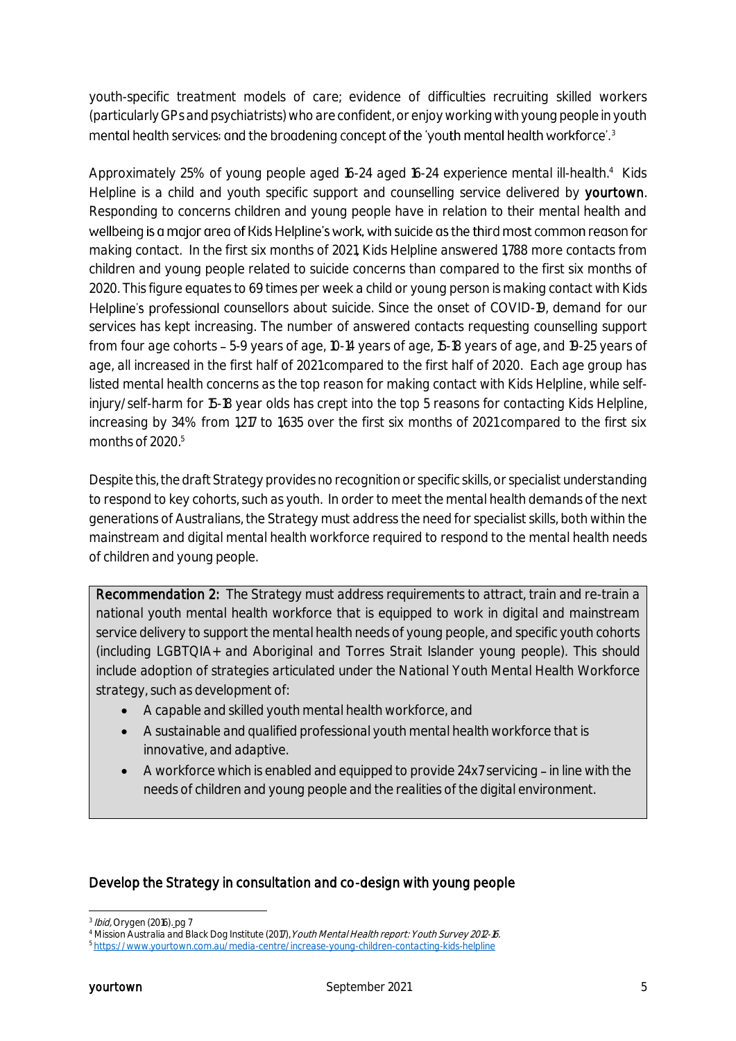youth-specific treatment models of care; evidence of difficulties recruiting skilled workers (particularly GPs and psychiatrists) who are confident, or enjoy working with young people in youth mental health services; and the broadening concept of the 'youth mental health workforce'.[3]

Approximately 25% of young people aged 16-24 aged 16-24 experience mental ill-health.[4] Kids Helpline is a child and youth specific support and counselling service delivered by **yourtown**. Responding to concerns children and young people have in relation to their mental health and wellbeing is a major area of Kids Helpline's work, with suicide as the third most common reason for making contact. In the first six months of 2021, Kids Helpline answered 1,788 more contacts from children and young people related to suicide concerns than compared to the first six months of 2020. This figure equates to 69 times per week a child or young person is making contact with Kids Helpline's professional counsellors about suicide. Since the onset of COVID-19, demand for our services has kept increasing. The number of answered contacts requesting counselling support from four age cohorts – 5-9 years of age, 10-14 years of age, 15-18 years of age, and 19-25 years of age, all increased in the first half of 2021 compared to the first half of 2020. Each age group has listed mental health concerns as the top reason for making contact with Kids Helpline, while self-injury/self-harm for 15-18 year olds has crept into the top 5 reasons for contacting Kids Helpline, increasing by 34% from 1,217 to 1,635 over the first six months of 2021 compared to the first six months of 2020.[5]

Despite this, the draft Strategy provides no recognition or specific skills, or specialist understanding to respond to key cohorts, such as youth. In order to meet the mental health demands of the next generations of Australians, the Strategy must address the need for specialist skills, both within the mainstream and digital mental health workforce required to respond to the mental health needs of children and young people.

**Recommendation 2:** The Strategy must address requirements to attract, train and re-train a national youth mental health workforce that is equipped to work in digital and mainstream service delivery to support the mental health needs of young people, and specific youth cohorts (including LGBTQIA+ and Aboriginal and Torres Strait Islander young people). This should include adoption of strategies articulated under the National Youth Mental Health Workforce strategy, such as development of:

- A capable and skilled youth mental health workforce, and
- A sustainable and qualified professional youth mental health workforce that is innovative, and adaptive.
- A workforce which is enabled and equipped to provide 24x7 servicing – in line with the needs of children and young people and the realities of the digital environment.

## Develop the Strategy in consultation and co-design with young people

---

[3] *Ibid,* Orygen (2016). pg 7

[4] Mission Australia and Black Dog Institute (2017), *Youth Mental Health report: Youth Survey 2012-16.*

[5] https://www.yourtown.com.au/media-centre/increase-young-children-contacting-kids-helpline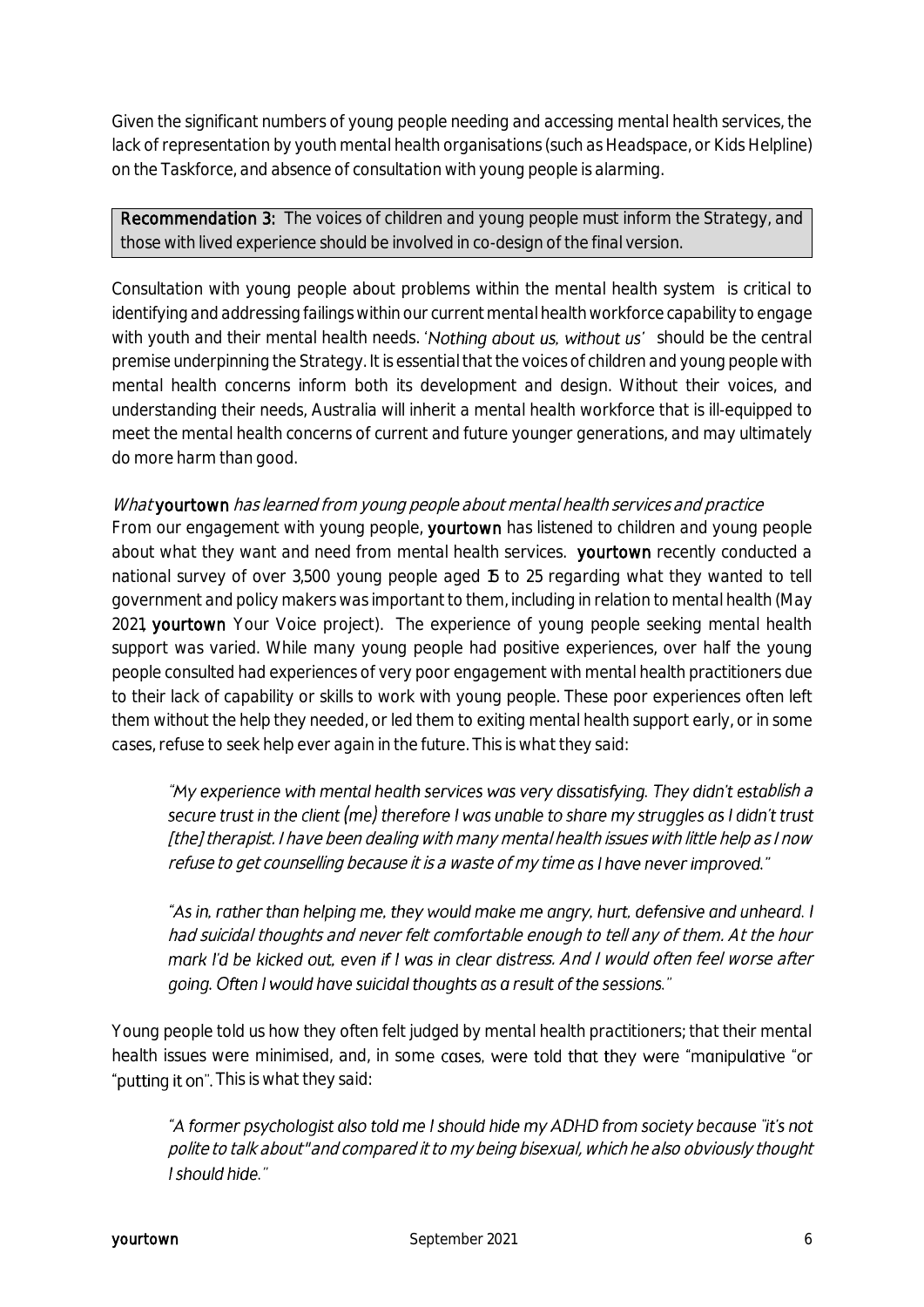Given the significant numbers of young people needing and accessing mental health services, the lack of representation by youth mental health organisations (such as Headspace, or Kids Helpline) on the Taskforce, and absence of consultation with young people is alarming.

> **Recommendation 3:** The voices of children and young people must inform the Strategy, and those with lived experience should be involved in co-design of the final version.

Consultation with young people about problems within the mental health system is critical to identifying and addressing failings within our current mental health workforce capability to engage with youth and their mental health needs. *'Nothing about us, without us'* should be the central premise underpinning the Strategy. It is essential that the voices of children and young people with mental health concerns inform both its development and design. Without their voices, and understanding their needs, Australia will inherit a mental health workforce that is ill-equipped to meet the mental health concerns of current and future younger generations, and may ultimately do more harm than good.

*What* ***yourtown*** *has learned from young people about mental health services and practice*

From our engagement with young people, **yourtown** has listened to children and young people about what they want and need from mental health services. **yourtown** recently conducted a national survey of over 3,500 young people aged 15 to 25 regarding what they wanted to tell government and policy makers was important to them, including in relation to mental health (May 2021, **yourtown** Your Voice project). The experience of young people seeking mental health support was varied. While many young people had positive experiences, over half the young people consulted had experiences of very poor engagement with mental health practitioners due to their lack of capability or skills to work with young people. These poor experiences often left them without the help they needed, or led them to exiting mental health support early, or in some cases, refuse to seek help ever again in the future. This is what they said:

> *"My experience with mental health services was very dissatisfying. They didn't establish a secure trust in the client (me) therefore I was unable to share my struggles as I didn't trust [the] therapist. I have been dealing with many mental health issues with little help as I now refuse to get counselling because it is a waste of my time as I have never improved."*

> *"As in, rather than helping me, they would make me angry, hurt, defensive and unheard. I had suicidal thoughts and never felt comfortable enough to tell any of them. At the hour mark I'd be kicked out, even if I was in clear distress. And I would often feel worse after going. Often I would have suicidal thoughts as a result of the sessions."*

Young people told us how they often felt judged by mental health practitioners; that their mental health issues were minimised, and, in some cases, were told that they were "manipulative "or "putting it on". This is what they said:

> *"A former psychologist also told me I should hide my ADHD from society because "it's not polite to talk about" and compared it to my being bisexual, which he also obviously thought I should hide."*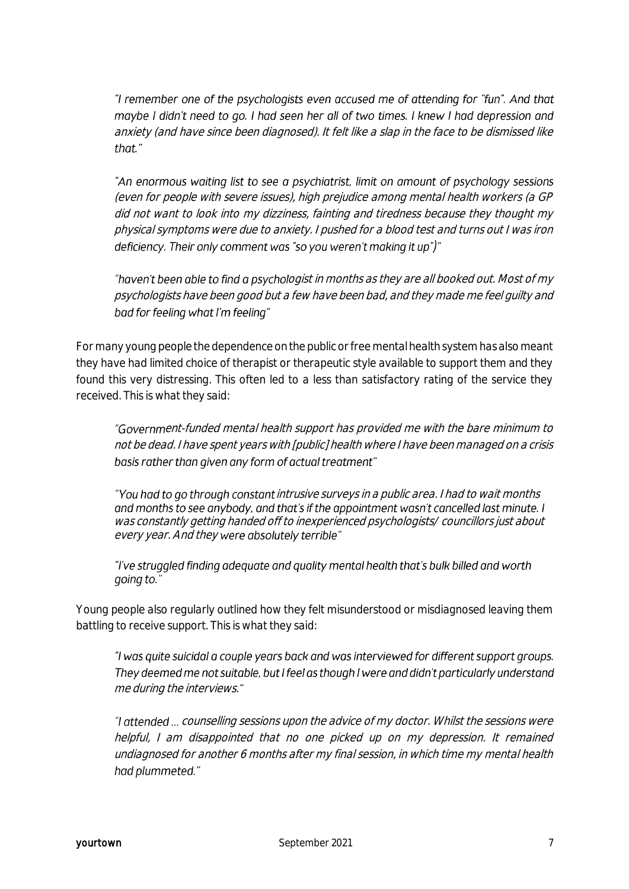*"I remember one of the psychologists even accused me of attending for "fun". And that maybe I didn't need to go. I had seen her all of two times. I knew I had depression and anxiety (and have since been diagnosed). It felt like a slap in the face to be dismissed like that."*

*"An enormous waiting list to see a psychiatrist, limit on amount of psychology sessions (even for people with severe issues), high prejudice among mental health workers (a GP did not want to look into my dizziness, fainting and tiredness because they thought my physical symptoms were due to anxiety. I pushed for a blood test and turns out I was iron deficiency. Their only comment was "so you weren't making it up")"*

*"haven't been able to find a psychologist in months as they are all booked out. Most of my psychologists have been good but a few have been bad, and they made me feel guilty and bad for feeling what I'm feeling"*

For many young people the dependence on the public or free mental health system has also meant they have had limited choice of therapist or therapeutic style available to support them and they found this very distressing. This often led to a less than satisfactory rating of the service they received. This is what they said:

*"Government-funded mental health support has provided me with the bare minimum to not be dead. I have spent years with [public] health where I have been managed on a crisis basis rather than given any form of actual treatment"*

*"You had to go through constant intrusive surveys in a public area. I had to wait months and months to see anybody, and that's if the appointment wasn't cancelled last minute. I was constantly getting handed off to inexperienced psychologists/ councillors just about every year. And they were absolutely terrible"*

*"I've struggled finding adequate and quality mental health that's bulk billed and worth going to."*

Young people also regularly outlined how they felt misunderstood or misdiagnosed leaving them battling to receive support. This is what they said:

*"I was quite suicidal a couple years back and was interviewed for different support groups. They deemed me not suitable, but I feel as though I were and didn't particularly understand me during the interviews."*

*"I attended … counselling sessions upon the advice of my doctor. Whilst the sessions were helpful, I am disappointed that no one picked up on my depression. It remained undiagnosed for another 6 months after my final session, in which time my mental health had plummeted."*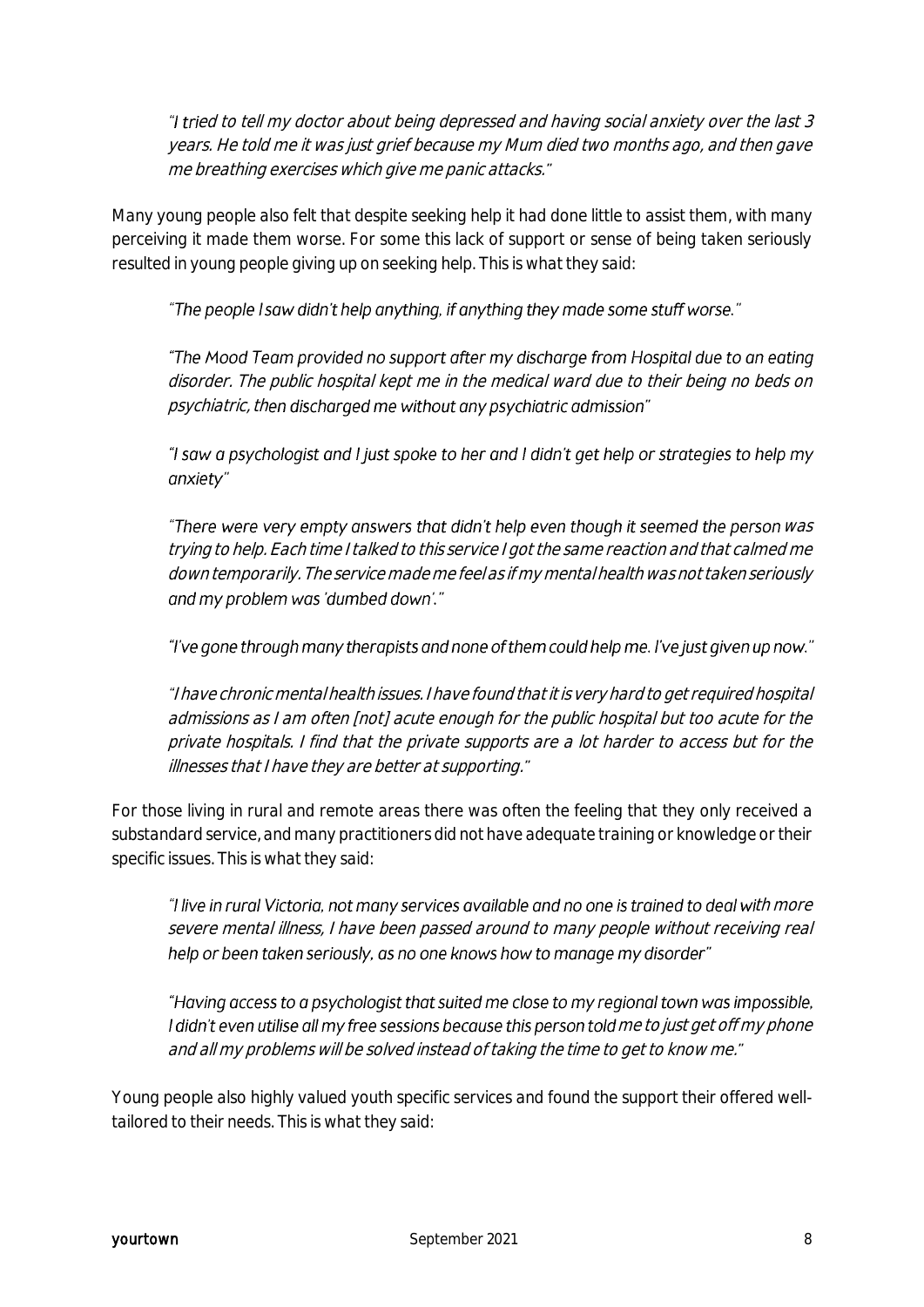*"I tried to tell my doctor about being depressed and having social anxiety over the last 3 years. He told me it was just grief because my Mum died two months ago, and then gave me breathing exercises which give me panic attacks."*

Many young people also felt that despite seeking help it had done little to assist them, with many perceiving it made them worse. For some this lack of support or sense of being taken seriously resulted in young people giving up on seeking help. This is what they said:

*"The people I saw didn't help anything, if anything they made some stuff worse."*

*"The Mood Team provided no support after my discharge from Hospital due to an eating disorder. The public hospital kept me in the medical ward due to their being no beds on psychiatric, then discharged me without any psychiatric admission"*

*"I saw a psychologist and I just spoke to her and I didn't get help or strategies to help my anxiety"*

*"There were very empty answers that didn't help even though it seemed the person was trying to help. Each time I talked to this service I got the same reaction and that calmed me down temporarily. The service made me feel as if my mental health was not taken seriously and my problem was 'dumbed down'."*

*"I've gone through many therapists and none of them could help me. I've just given up now."*

*"I have chronic mental health issues. I have found that it is very hard to get required hospital admissions as I am often [not] acute enough for the public hospital but too acute for the private hospitals. I find that the private supports are a lot harder to access but for the illnesses that I have they are better at supporting."*

For those living in rural and remote areas there was often the feeling that they only received a substandard service, and many practitioners did not have adequate training or knowledge or their specific issues. This is what they said:

*"I live in rural Victoria, not many services available and no one is trained to deal with more severe mental illness, I have been passed around to many people without receiving real help or been taken seriously, as no one knows how to manage my disorder"*

*"Having access to a psychologist that suited me close to my regional town was impossible, I didn't even utilise all my free sessions because this person told me to just get off my phone and all my problems will be solved instead of taking the time to get to know me."*

Young people also highly valued youth specific services and found the support their offered well-tailored to their needs. This is what they said: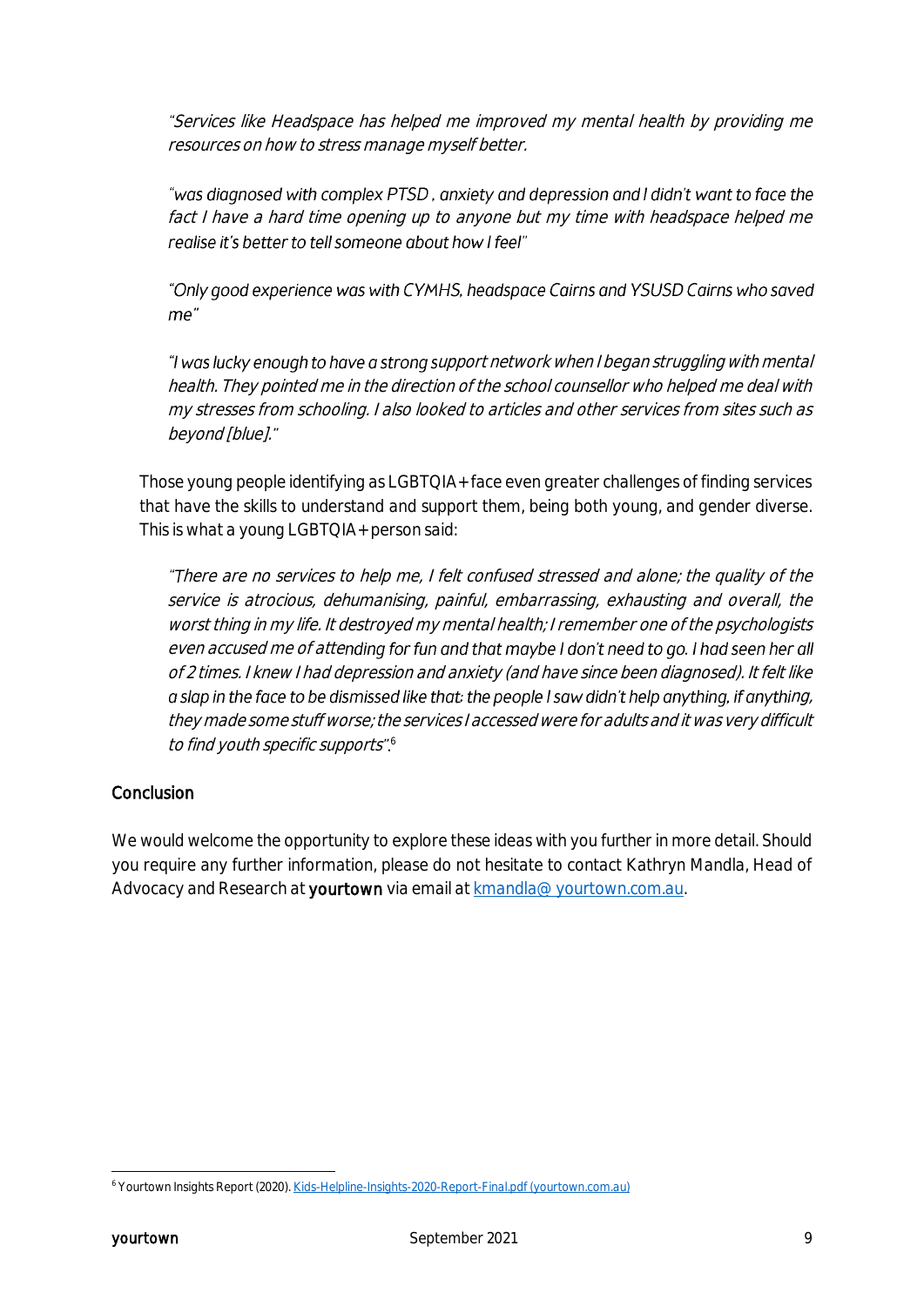*"Services like Headspace has helped me improved my mental health by providing me resources on how to stress manage myself better.*

*"was diagnosed with complex PTSD , anxiety and depression and I didn't want to face the fact I have a hard time opening up to anyone but my time with headspace helped me realise it's better to tell someone about how I feel"*

*"Only good experience was with CYMHS, headspace Cairns and YSUSD Cairns who saved me"*

*"I was lucky enough to have a strong support network when I began struggling with mental health. They pointed me in the direction of the school counsellor who helped me deal with my stresses from schooling. I also looked to articles and other services from sites such as beyond [blue]."*

Those young people identifying as LGBTQIA+ face even greater challenges of finding services that have the skills to understand and support them, being both young, and gender diverse. This is what a young LGBTQIA+ person said:

*"There are no services to help me, I felt confused stressed and alone; the quality of the service is atrocious, dehumanising, painful, embarrassing, exhausting and overall, the worst thing in my life. It destroyed my mental health; I remember one of the psychologists even accused me of attending for fun and that maybe I don't need to go. I had seen her all of 2 times. I knew I had depression and anxiety (and have since been diagnosed). It felt like a slap in the face to be dismissed like that: the people I saw didn't help anything, if anything, they made some stuff worse; the services I accessed were for adults and it was very difficult to find youth specific supports".*[6]

## Conclusion

We would welcome the opportunity to explore these ideas with you further in more detail. Should you require any further information, please do not hesitate to contact Kathryn Mandla, Head of Advocacy and Research at **yourtown** via email at [kmandla@ yourtown.com.au](mailto:kmandla@yourtown.com.au).

---

[6] Yourtown Insights Report (2020). [Kids-Helpline-Insights-2020-Report-Final.pdf (yourtown.com.au)]